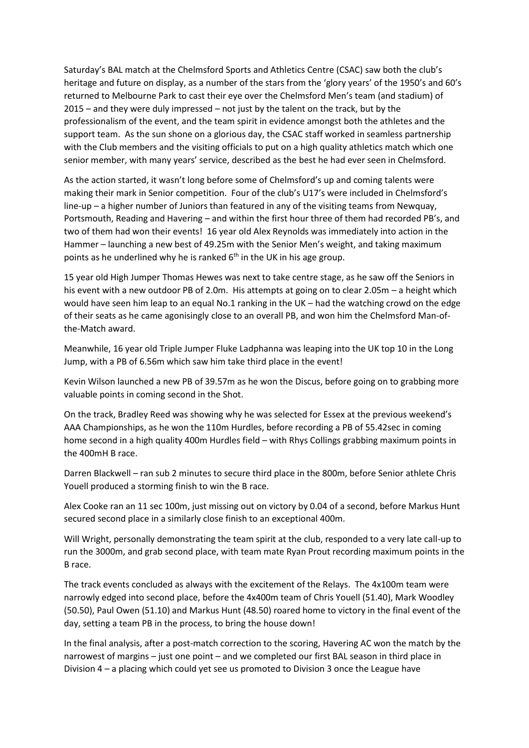Saturday's BAL match at the Chelmsford Sports and Athletics Centre (CSAC) saw both the club's heritage and future on display, as a number of the stars from the 'glory years' of the 1950's and 60's returned to Melbourne Park to cast their eye over the Chelmsford Men's team (and stadium) of 2015 – and they were duly impressed – not just by the talent on the track, but by the professionalism of the event, and the team spirit in evidence amongst both the athletes and the support team. As the sun shone on a glorious day, the CSAC staff worked in seamless partnership with the Club members and the visiting officials to put on a high quality athletics match which one senior member, with many years' service, described as the best he had ever seen in Chelmsford.

As the action started, it wasn't long before some of Chelmsford's up and coming talents were making their mark in Senior competition. Four of the club's U17's were included in Chelmsford's line-up – a higher number of Juniors than featured in any of the visiting teams from Newquay, Portsmouth, Reading and Havering – and within the first hour three of them had recorded PB's, and two of them had won their events! 16 year old Alex Reynolds was immediately into action in the Hammer – launching a new best of 49.25m with the Senior Men's weight, and taking maximum points as he underlined why he is ranked 6th in the UK in his age group.

15 year old High Jumper Thomas Hewes was next to take centre stage, as he saw off the Seniors in his event with a new outdoor PB of 2.0m. His attempts at going on to clear 2.05m – a height which would have seen him leap to an equal No.1 ranking in the UK – had the watching crowd on the edge of their seats as he came agonisingly close to an overall PB, and won him the Chelmsford Man-of-the-Match award.

Meanwhile, 16 year old Triple Jumper Fluke Ladphanna was leaping into the UK top 10 in the Long Jump, with a PB of 6.56m which saw him take third place in the event!

Kevin Wilson launched a new PB of 39.57m as he won the Discus, before going on to grabbing more valuable points in coming second in the Shot.

On the track, Bradley Reed was showing why he was selected for Essex at the previous weekend's AAA Championships, as he won the 110m Hurdles, before recording a PB of 55.42sec in coming home second in a high quality 400m Hurdles field – with Rhys Collings grabbing maximum points in the 400mH B race.

Darren Blackwell – ran sub 2 minutes to secure third place in the 800m, before Senior athlete Chris Youell produced a storming finish to win the B race.

Alex Cooke ran an 11 sec 100m, just missing out on victory by 0.04 of a second, before Markus Hunt secured second place in a similarly close finish to an exceptional 400m.

Will Wright, personally demonstrating the team spirit at the club, responded to a very late call-up to run the 3000m, and grab second place, with team mate Ryan Prout recording maximum points in the B race.

The track events concluded as always with the excitement of the Relays. The 4x100m team were narrowly edged into second place, before the 4x400m team of Chris Youell (51.40), Mark Woodley (50.50), Paul Owen (51.10) and Markus Hunt (48.50) roared home to victory in the final event of the day, setting a team PB in the process, to bring the house down!

In the final analysis, after a post-match correction to the scoring, Havering AC won the match by the narrowest of margins – just one point – and we completed our first BAL season in third place in Division 4 – a placing which could yet see us promoted to Division 3 once the League have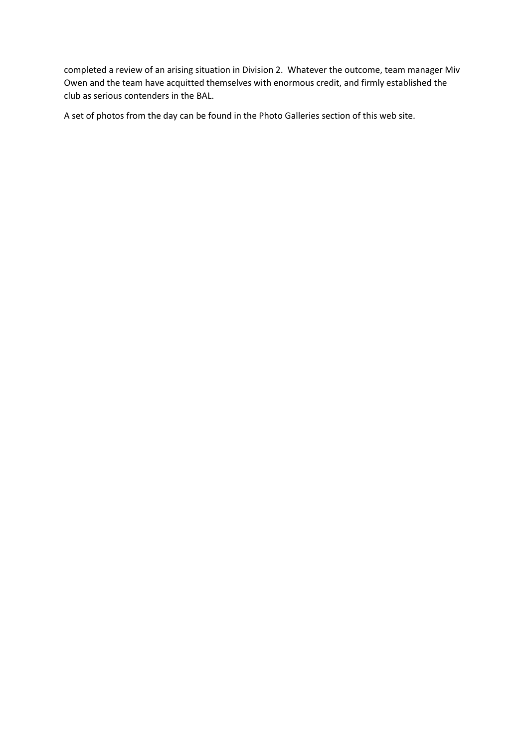completed a review of an arising situation in Division 2. Whatever the outcome, team manager Miv Owen and the team have acquitted themselves with enormous credit, and firmly established the club as serious contenders in the BAL.

A set of photos from the day can be found in the Photo Galleries section of this web site.